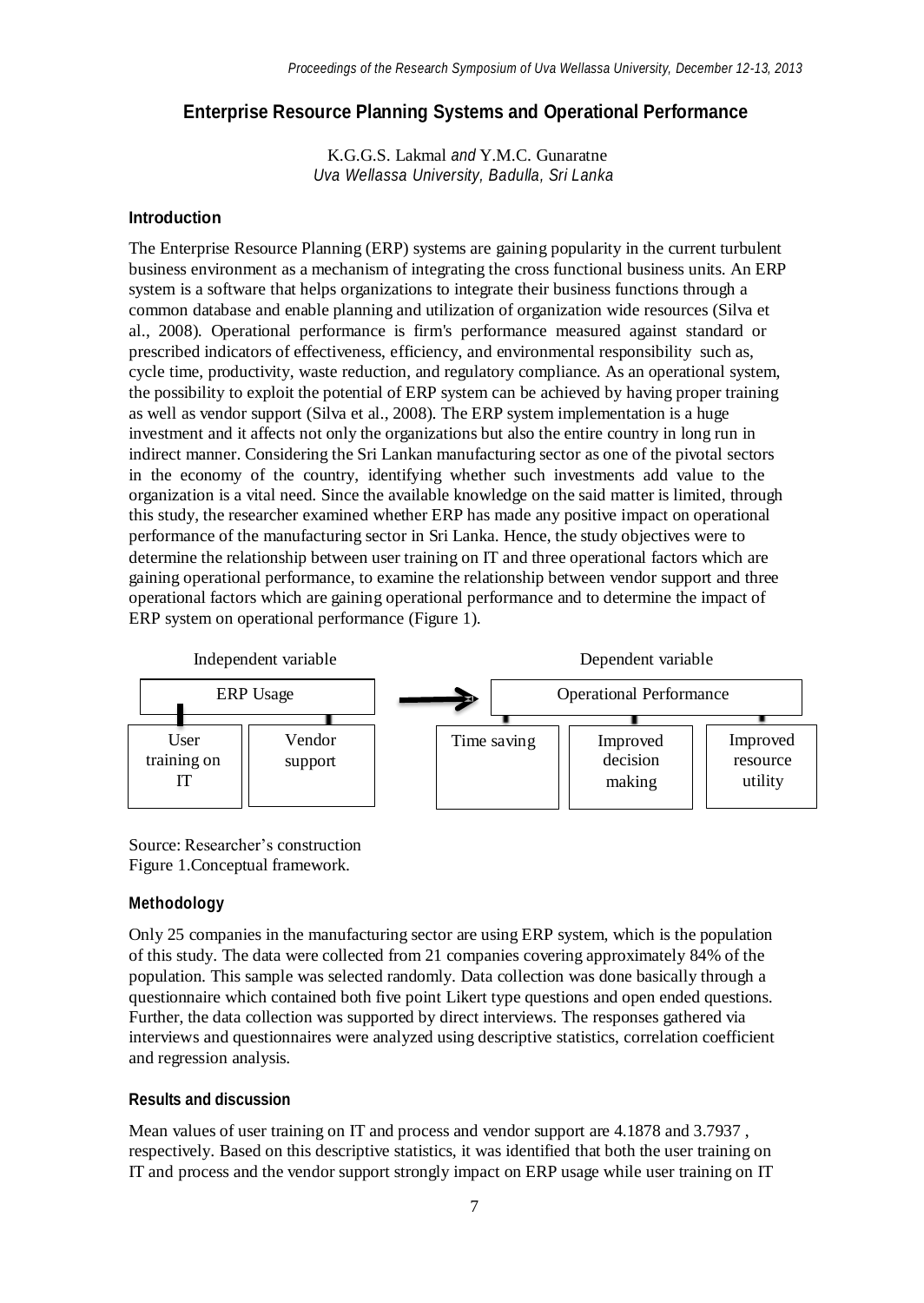# Enterprise Resource Planning Systems and Operational Performance

K.G.G.S. Lakmal *and* Y.M.C. Gunaratne
*Uva Wellassa University, Badulla, Sri Lanka*

## Introduction

The Enterprise Resource Planning (ERP) systems are gaining popularity in the current turbulent business environment as a mechanism of integrating the cross functional business units. An ERP system is a software that helps organizations to integrate their business functions through a common database and enable planning and utilization of organization wide resources (Silva et al., 2008). Operational performance is firm's performance measured against standard or prescribed indicators of effectiveness, efficiency, and environmental responsibility such as, cycle time, productivity, waste reduction, and regulatory compliance. As an operational system, the possibility to exploit the potential of ERP system can be achieved by having proper training as well as vendor support (Silva et al., 2008). The ERP system implementation is a huge investment and it affects not only the organizations but also the entire country in long run in indirect manner. Considering the Sri Lankan manufacturing sector as one of the pivotal sectors in the economy of the country, identifying whether such investments add value to the organization is a vital need. Since the available knowledge on the said matter is limited, through this study, the researcher examined whether ERP has made any positive impact on operational performance of the manufacturing sector in Sri Lanka. Hence, the study objectives were to determine the relationship between user training on IT and three operational factors which are gaining operational performance, to examine the relationship between vendor support and three operational factors which are gaining operational performance and to determine the impact of ERP system on operational performance (Figure 1).

Independent variable: ERP Usage
- User training on IT
- Vendor support

Dependent variable: Operational Performance
- Time saving
- Improved decision making
- Improved resource utility

Source: Researcher's construction
Figure 1.Conceptual framework.

## Methodology

Only 25 companies in the manufacturing sector are using ERP system, which is the population of this study. The data were collected from 21 companies covering approximately 84% of the population. This sample was selected randomly. Data collection was done basically through a questionnaire which contained both five point Likert type questions and open ended questions. Further, the data collection was supported by direct interviews. The responses gathered via interviews and questionnaires were analyzed using descriptive statistics, correlation coefficient and regression analysis.

## Results and discussion

Mean values of user training on IT and process and vendor support are 4.1878 and 3.7937 , respectively. Based on this descriptive statistics, it was identified that both the user training on IT and process and the vendor support strongly impact on ERP usage while user training on IT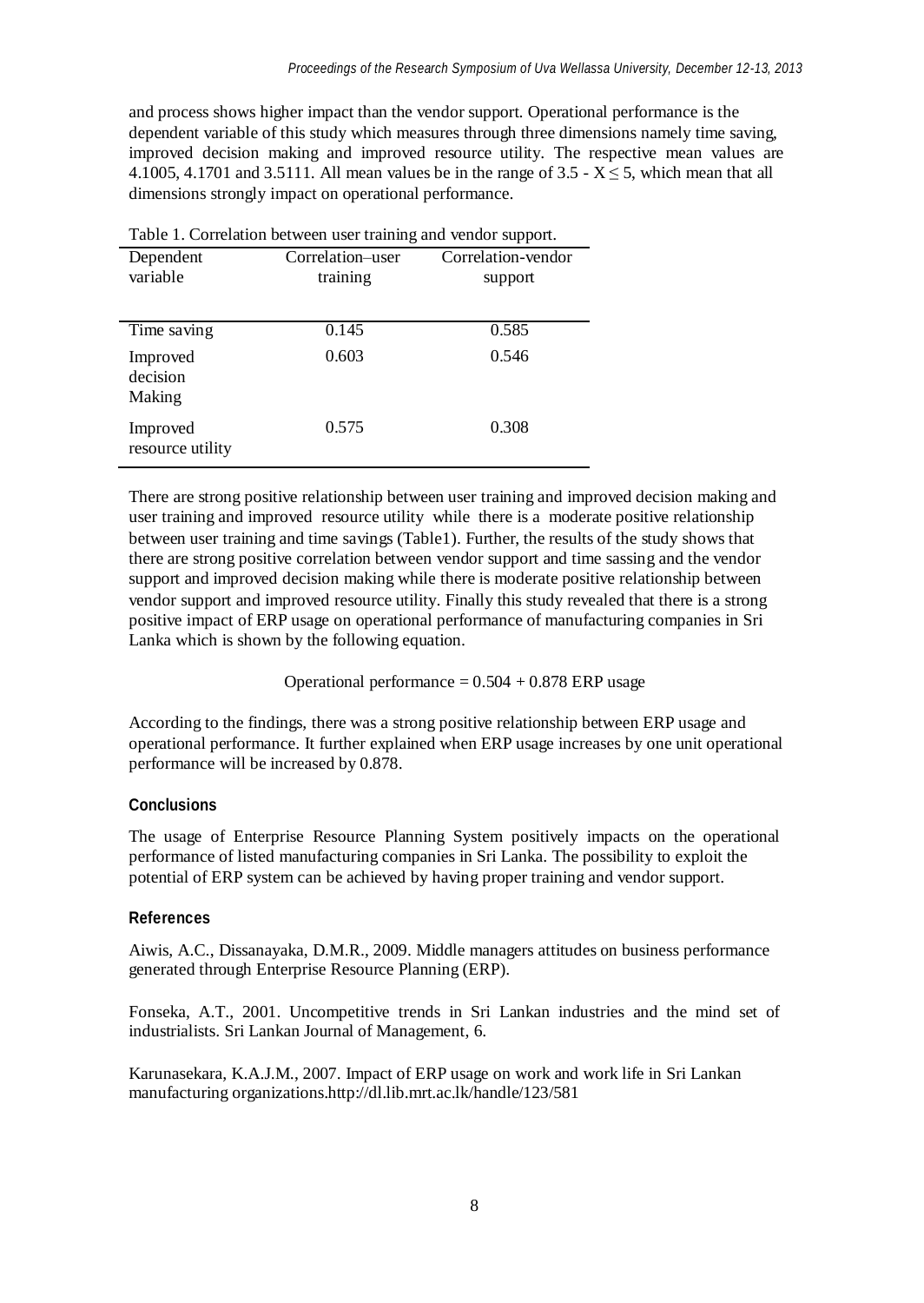and process shows higher impact than the vendor support. Operational performance is the dependent variable of this study which measures through three dimensions namely time saving, improved decision making and improved resource utility. The respective mean values are 4.1005, 4.1701 and 3.5111. All mean values be in the range of $3.5 - X \leq 5$, which mean that all dimensions strongly impact on operational performance.

Table 1. Correlation between user training and vendor support.

| Dependent variable | Correlation–user training | Correlation-vendor support |
|---|---|---|
| Time saving | 0.145 | 0.585 |
| Improved decision Making | 0.603 | 0.546 |
| Improved resource utility | 0.575 | 0.308 |

There are strong positive relationship between user training and improved decision making and user training and improved resource utility while there is a moderate positive relationship between user training and time savings (Table1). Further, the results of the study shows that there are strong positive correlation between vendor support and time sassing and the vendor support and improved decision making while there is moderate positive relationship between vendor support and improved resource utility. Finally this study revealed that there is a strong positive impact of ERP usage on operational performance of manufacturing companies in Sri Lanka which is shown by the following equation.

$$\text{Operational performance} = 0.504 + 0.878 \text{ ERP usage}$$

According to the findings, there was a strong positive relationship between ERP usage and operational performance. It further explained when ERP usage increases by one unit operational performance will be increased by 0.878.

## Conclusions

The usage of Enterprise Resource Planning System positively impacts on the operational performance of listed manufacturing companies in Sri Lanka. The possibility to exploit the potential of ERP system can be achieved by having proper training and vendor support.

## References

Aiwis, A.C., Dissanayaka, D.M.R., 2009. Middle managers attitudes on business performance generated through Enterprise Resource Planning (ERP).

Fonseka, A.T., 2001. Uncompetitive trends in Sri Lankan industries and the mind set of industrialists. Sri Lankan Journal of Management, 6.

Karunasekara, K.A.J.M., 2007. Impact of ERP usage on work and work life in Sri Lankan manufacturing organizations.http://dl.lib.mrt.ac.lk/handle/123/581